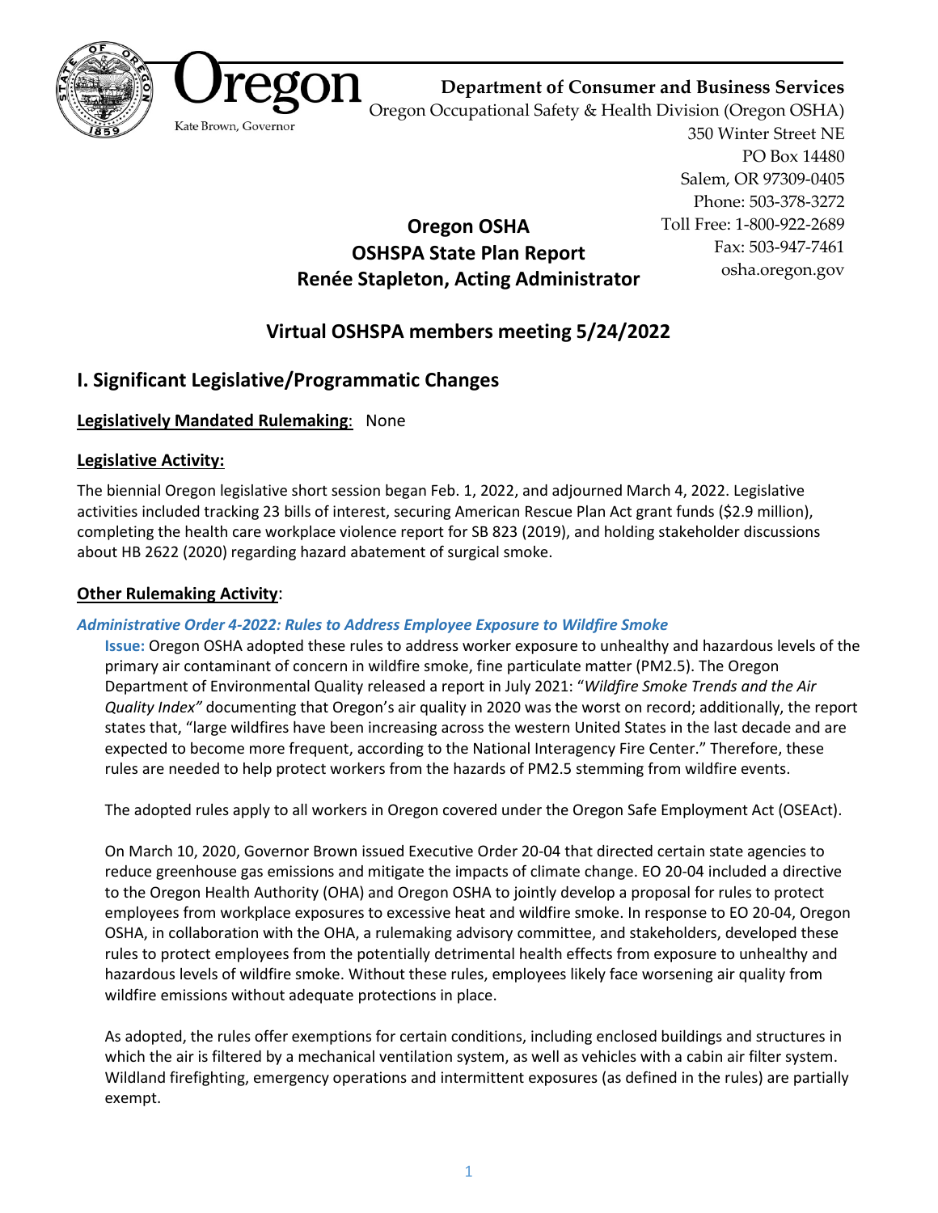Oregon

Kate Brown, Governor

**Department of Consumer and Business Services**
Oregon Occupational Safety & Health Division (Oregon OSHA)
350 Winter Street NE
PO Box 14480
Salem, OR 97309-0405
Phone: 503-378-3272
Toll Free: 1-800-922-2689
Fax: 503-947-7461
osha.oregon.gov

# Oregon OSHA
# OSHSPA State Plan Report
# Renée Stapleton, Acting Administrator

## Virtual OSHSPA members meeting 5/24/2022

## I. Significant Legislative/Programmatic Changes

**Legislatively Mandated Rulemaking**: None

**Legislative Activity:**

The biennial Oregon legislative short session began Feb. 1, 2022, and adjourned March 4, 2022. Legislative activities included tracking 23 bills of interest, securing American Rescue Plan Act grant funds ($2.9 million), completing the health care workplace violence report for SB 823 (2019), and holding stakeholder discussions about HB 2622 (2020) regarding hazard abatement of surgical smoke.

**Other Rulemaking Activity**:

***Administrative Order 4-2022: Rules to Address Employee Exposure to Wildfire Smoke***

**Issue:** Oregon OSHA adopted these rules to address worker exposure to unhealthy and hazardous levels of the primary air contaminant of concern in wildfire smoke, fine particulate matter (PM2.5). The Oregon Department of Environmental Quality released a report in July 2021: "*Wildfire Smoke Trends and the Air Quality Index"* documenting that Oregon's air quality in 2020 was the worst on record; additionally, the report states that, "large wildfires have been increasing across the western United States in the last decade and are expected to become more frequent, according to the National Interagency Fire Center." Therefore, these rules are needed to help protect workers from the hazards of PM2.5 stemming from wildfire events.

The adopted rules apply to all workers in Oregon covered under the Oregon Safe Employment Act (OSEAct).

On March 10, 2020, Governor Brown issued Executive Order 20-04 that directed certain state agencies to reduce greenhouse gas emissions and mitigate the impacts of climate change. EO 20-04 included a directive to the Oregon Health Authority (OHA) and Oregon OSHA to jointly develop a proposal for rules to protect employees from workplace exposures to excessive heat and wildfire smoke. In response to EO 20-04, Oregon OSHA, in collaboration with the OHA, a rulemaking advisory committee, and stakeholders, developed these rules to protect employees from the potentially detrimental health effects from exposure to unhealthy and hazardous levels of wildfire smoke. Without these rules, employees likely face worsening air quality from wildfire emissions without adequate protections in place.

As adopted, the rules offer exemptions for certain conditions, including enclosed buildings and structures in which the air is filtered by a mechanical ventilation system, as well as vehicles with a cabin air filter system. Wildland firefighting, emergency operations and intermittent exposures (as defined in the rules) are partially exempt.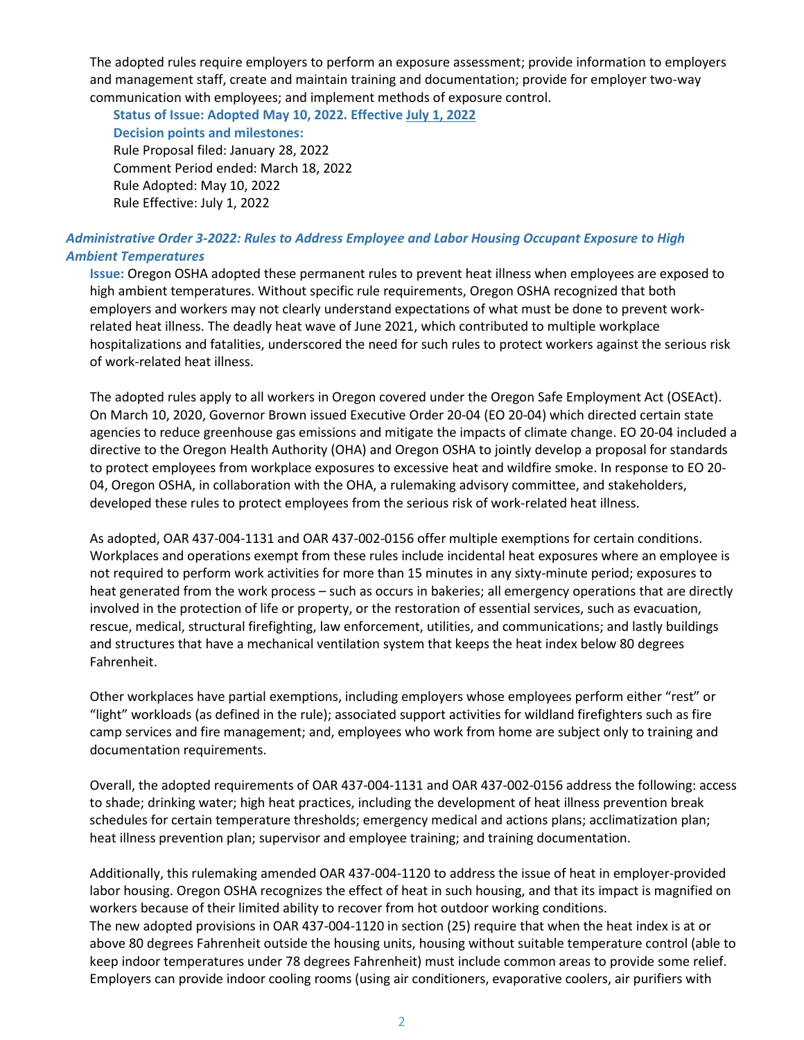The adopted rules require employers to perform an exposure assessment; provide information to employers and management staff, create and maintain training and documentation; provide for employer two-way communication with employees; and implement methods of exposure control.

**Status of Issue: Adopted May 10, 2022. Effective July 1, 2022**

**Decision points and milestones:**

Rule Proposal filed: January 28, 2022
Comment Period ended: March 18, 2022
Rule Adopted: May 10, 2022
Rule Effective: July 1, 2022

### *Administrative Order 3-2022: Rules to Address Employee and Labor Housing Occupant Exposure to High Ambient Temperatures*

**Issue:** Oregon OSHA adopted these permanent rules to prevent heat illness when employees are exposed to high ambient temperatures. Without specific rule requirements, Oregon OSHA recognized that both employers and workers may not clearly understand expectations of what must be done to prevent work-related heat illness. The deadly heat wave of June 2021, which contributed to multiple workplace hospitalizations and fatalities, underscored the need for such rules to protect workers against the serious risk of work-related heat illness.

The adopted rules apply to all workers in Oregon covered under the Oregon Safe Employment Act (OSEAct). On March 10, 2020, Governor Brown issued Executive Order 20-04 (EO 20-04) which directed certain state agencies to reduce greenhouse gas emissions and mitigate the impacts of climate change. EO 20-04 included a directive to the Oregon Health Authority (OHA) and Oregon OSHA to jointly develop a proposal for standards to protect employees from workplace exposures to excessive heat and wildfire smoke. In response to EO 20-04, Oregon OSHA, in collaboration with the OHA, a rulemaking advisory committee, and stakeholders, developed these rules to protect employees from the serious risk of work-related heat illness.

As adopted, OAR 437-004-1131 and OAR 437-002-0156 offer multiple exemptions for certain conditions. Workplaces and operations exempt from these rules include incidental heat exposures where an employee is not required to perform work activities for more than 15 minutes in any sixty-minute period; exposures to heat generated from the work process – such as occurs in bakeries; all emergency operations that are directly involved in the protection of life or property, or the restoration of essential services, such as evacuation, rescue, medical, structural firefighting, law enforcement, utilities, and communications; and lastly buildings and structures that have a mechanical ventilation system that keeps the heat index below 80 degrees Fahrenheit.

Other workplaces have partial exemptions, including employers whose employees perform either "rest" or "light" workloads (as defined in the rule); associated support activities for wildland firefighters such as fire camp services and fire management; and, employees who work from home are subject only to training and documentation requirements.

Overall, the adopted requirements of OAR 437-004-1131 and OAR 437-002-0156 address the following: access to shade; drinking water; high heat practices, including the development of heat illness prevention break schedules for certain temperature thresholds; emergency medical and actions plans; acclimatization plan; heat illness prevention plan; supervisor and employee training; and training documentation.

Additionally, this rulemaking amended OAR 437-004-1120 to address the issue of heat in employer-provided labor housing. Oregon OSHA recognizes the effect of heat in such housing, and that its impact is magnified on workers because of their limited ability to recover from hot outdoor working conditions.
The new adopted provisions in OAR 437-004-1120 in section (25) require that when the heat index is at or above 80 degrees Fahrenheit outside the housing units, housing without suitable temperature control (able to keep indoor temperatures under 78 degrees Fahrenheit) must include common areas to provide some relief. Employers can provide indoor cooling rooms (using air conditioners, evaporative coolers, air purifiers with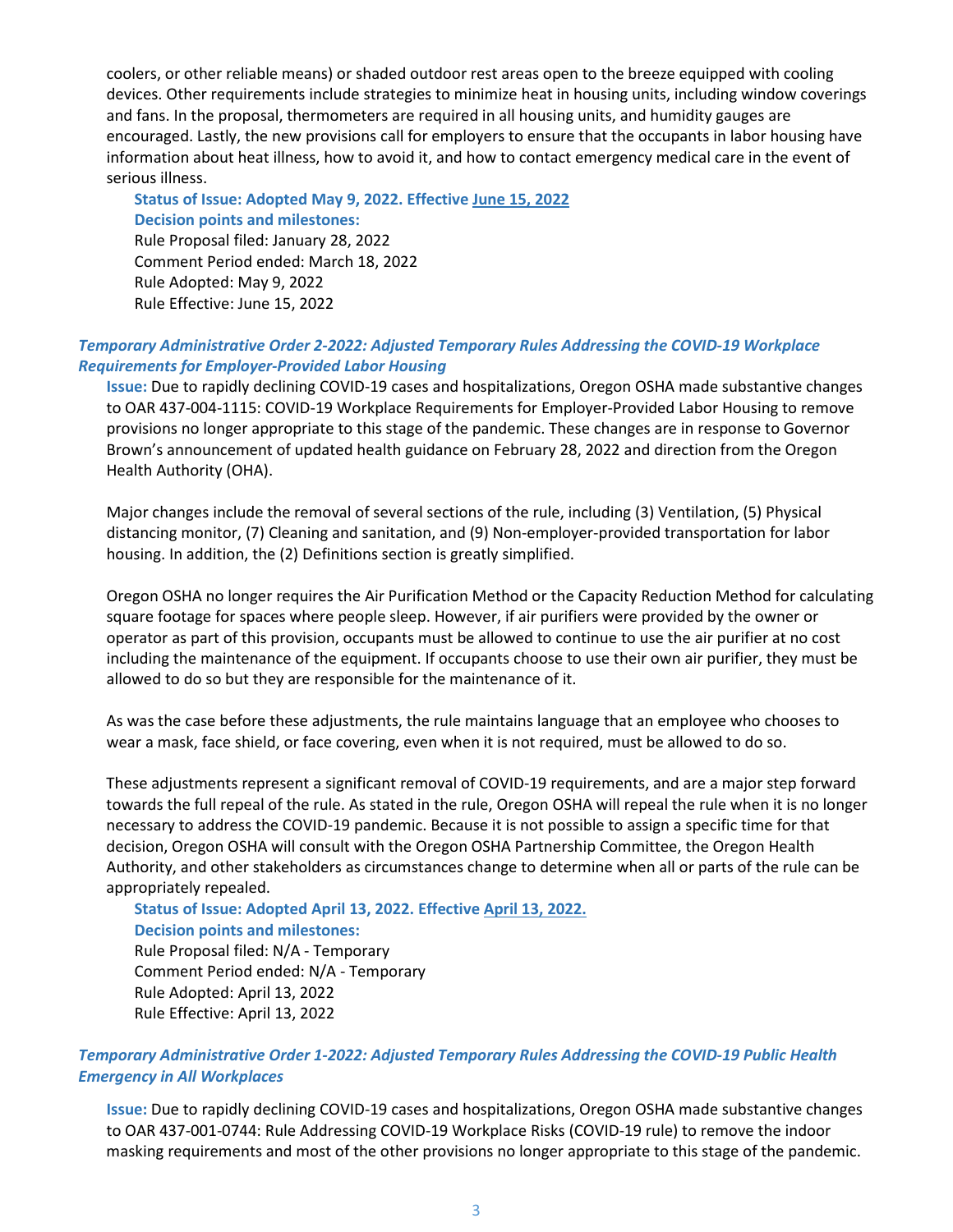coolers, or other reliable means) or shaded outdoor rest areas open to the breeze equipped with cooling devices. Other requirements include strategies to minimize heat in housing units, including window coverings and fans. In the proposal, thermometers are required in all housing units, and humidity gauges are encouraged. Lastly, the new provisions call for employers to ensure that the occupants in labor housing have information about heat illness, how to avoid it, and how to contact emergency medical care in the event of serious illness.

**Status of Issue: Adopted May 9, 2022. Effective June 15, 2022**

**Decision points and milestones:**

Rule Proposal filed: January 28, 2022
Comment Period ended: March 18, 2022
Rule Adopted: May 9, 2022
Rule Effective: June 15, 2022

### *Temporary Administrative Order 2-2022: Adjusted Temporary Rules Addressing the COVID-19 Workplace Requirements for Employer-Provided Labor Housing*

**Issue:** Due to rapidly declining COVID-19 cases and hospitalizations, Oregon OSHA made substantive changes to OAR 437-004-1115: COVID-19 Workplace Requirements for Employer-Provided Labor Housing to remove provisions no longer appropriate to this stage of the pandemic. These changes are in response to Governor Brown's announcement of updated health guidance on February 28, 2022 and direction from the Oregon Health Authority (OHA).

Major changes include the removal of several sections of the rule, including (3) Ventilation, (5) Physical distancing monitor, (7) Cleaning and sanitation, and (9) Non-employer-provided transportation for labor housing. In addition, the (2) Definitions section is greatly simplified.

Oregon OSHA no longer requires the Air Purification Method or the Capacity Reduction Method for calculating square footage for spaces where people sleep. However, if air purifiers were provided by the owner or operator as part of this provision, occupants must be allowed to continue to use the air purifier at no cost including the maintenance of the equipment. If occupants choose to use their own air purifier, they must be allowed to do so but they are responsible for the maintenance of it.

As was the case before these adjustments, the rule maintains language that an employee who chooses to wear a mask, face shield, or face covering, even when it is not required, must be allowed to do so.

These adjustments represent a significant removal of COVID-19 requirements, and are a major step forward towards the full repeal of the rule. As stated in the rule, Oregon OSHA will repeal the rule when it is no longer necessary to address the COVID-19 pandemic. Because it is not possible to assign a specific time for that decision, Oregon OSHA will consult with the Oregon OSHA Partnership Committee, the Oregon Health Authority, and other stakeholders as circumstances change to determine when all or parts of the rule can be appropriately repealed.

**Status of Issue: Adopted April 13, 2022. Effective April 13, 2022.**

**Decision points and milestones:**

Rule Proposal filed: N/A - Temporary
Comment Period ended: N/A - Temporary
Rule Adopted: April 13, 2022
Rule Effective: April 13, 2022

### *Temporary Administrative Order 1-2022: Adjusted Temporary Rules Addressing the COVID-19 Public Health Emergency in All Workplaces*

**Issue:** Due to rapidly declining COVID-19 cases and hospitalizations, Oregon OSHA made substantive changes to OAR 437-001-0744: Rule Addressing COVID-19 Workplace Risks (COVID-19 rule) to remove the indoor masking requirements and most of the other provisions no longer appropriate to this stage of the pandemic.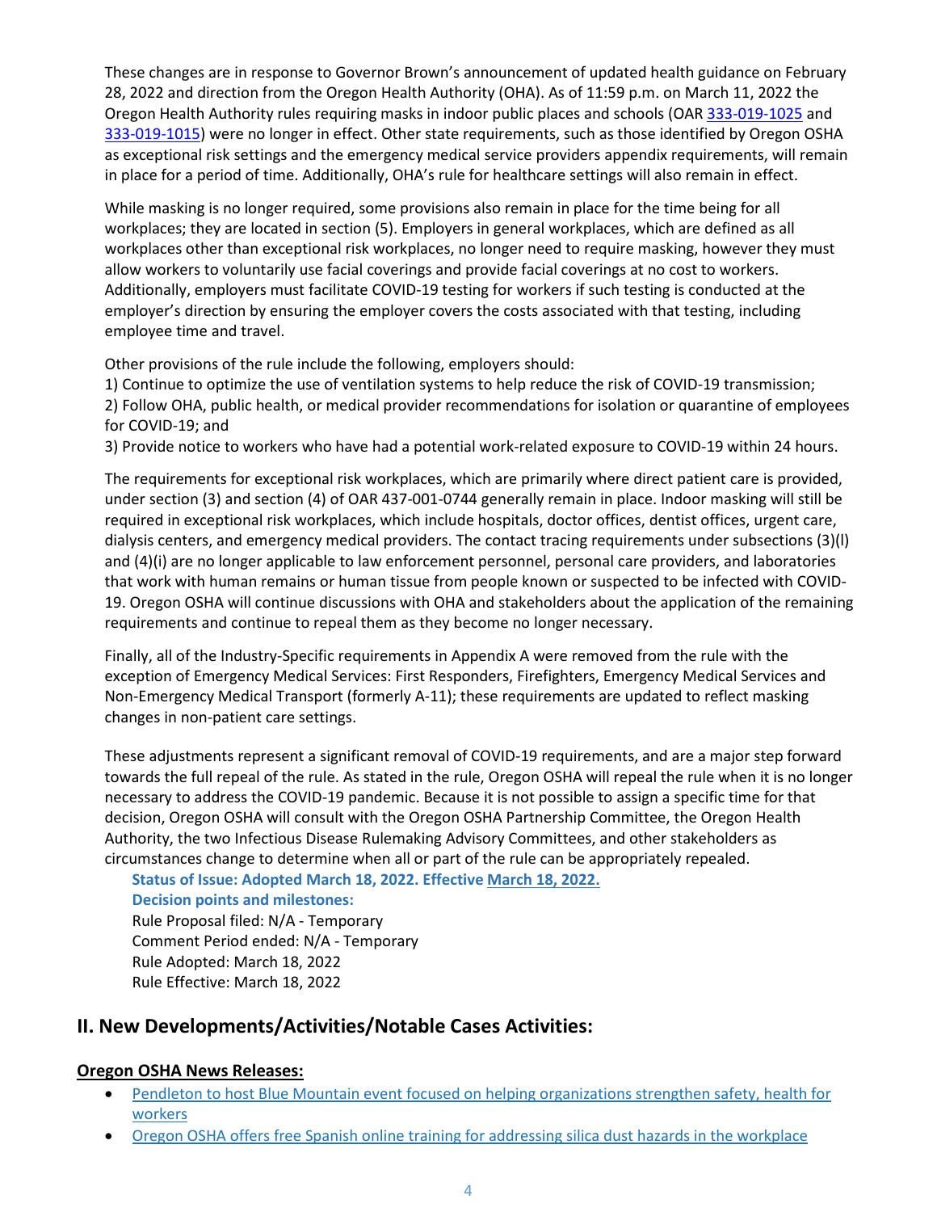These changes are in response to Governor Brown's announcement of updated health guidance on February 28, 2022 and direction from the Oregon Health Authority (OHA). As of 11:59 p.m. on March 11, 2022 the Oregon Health Authority rules requiring masks in indoor public places and schools (OAR [333-019-1025]() and [333-019-1015]()) were no longer in effect. Other state requirements, such as those identified by Oregon OSHA as exceptional risk settings and the emergency medical service providers appendix requirements, will remain in place for a period of time. Additionally, OHA's rule for healthcare settings will also remain in effect.

While masking is no longer required, some provisions also remain in place for the time being for all workplaces; they are located in section (5). Employers in general workplaces, which are defined as all workplaces other than exceptional risk workplaces, no longer need to require masking, however they must allow workers to voluntarily use facial coverings and provide facial coverings at no cost to workers. Additionally, employers must facilitate COVID-19 testing for workers if such testing is conducted at the employer's direction by ensuring the employer covers the costs associated with that testing, including employee time and travel.

Other provisions of the rule include the following, employers should:
1) Continue to optimize the use of ventilation systems to help reduce the risk of COVID-19 transmission;
2) Follow OHA, public health, or medical provider recommendations for isolation or quarantine of employees for COVID-19; and
3) Provide notice to workers who have had a potential work-related exposure to COVID-19 within 24 hours.

The requirements for exceptional risk workplaces, which are primarily where direct patient care is provided, under section (3) and section (4) of OAR 437-001-0744 generally remain in place. Indoor masking will still be required in exceptional risk workplaces, which include hospitals, doctor offices, dentist offices, urgent care, dialysis centers, and emergency medical providers. The contact tracing requirements under subsections (3)(l) and (4)(i) are no longer applicable to law enforcement personnel, personal care providers, and laboratories that work with human remains or human tissue from people known or suspected to be infected with COVID-19. Oregon OSHA will continue discussions with OHA and stakeholders about the application of the remaining requirements and continue to repeal them as they become no longer necessary.

Finally, all of the Industry-Specific requirements in Appendix A were removed from the rule with the exception of Emergency Medical Services: First Responders, Firefighters, Emergency Medical Services and Non-Emergency Medical Transport (formerly A-11); these requirements are updated to reflect masking changes in non-patient care settings.

These adjustments represent a significant removal of COVID-19 requirements, and are a major step forward towards the full repeal of the rule. As stated in the rule, Oregon OSHA will repeal the rule when it is no longer necessary to address the COVID-19 pandemic. Because it is not possible to assign a specific time for that decision, Oregon OSHA will consult with the Oregon OSHA Partnership Committee, the Oregon Health Authority, the two Infectious Disease Rulemaking Advisory Committees, and other stakeholders as circumstances change to determine when all or part of the rule can be appropriately repealed.

**Status of Issue: Adopted March 18, 2022. Effective [March 18, 2022.]()**
**Decision points and milestones:**
Rule Proposal filed: N/A - Temporary
Comment Period ended: N/A - Temporary
Rule Adopted: March 18, 2022
Rule Effective: March 18, 2022

## II. New Developments/Activities/Notable Cases Activities:

### Oregon OSHA News Releases:

- [Pendleton to host Blue Mountain event focused on helping organizations strengthen safety, health for workers]()
- [Oregon OSHA offers free Spanish online training for addressing silica dust hazards in the workplace]()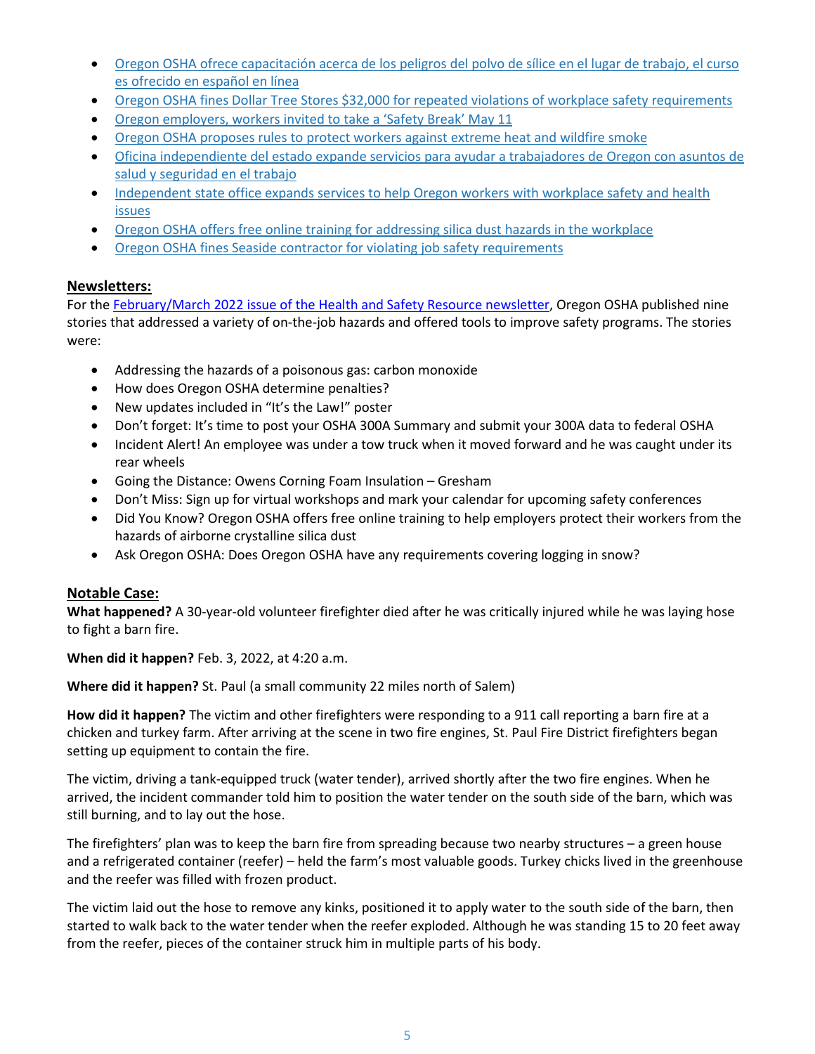- Oregon OSHA ofrece capacitación acerca de los peligros del polvo de sílice en el lugar de trabajo, el curso es ofrecido en español en línea
- Oregon OSHA fines Dollar Tree Stores $32,000 for repeated violations of workplace safety requirements
- Oregon employers, workers invited to take a 'Safety Break' May 11
- Oregon OSHA proposes rules to protect workers against extreme heat and wildfire smoke
- Oficina independiente del estado expande servicios para ayudar a trabajadores de Oregon con asuntos de salud y seguridad en el trabajo
- Independent state office expands services to help Oregon workers with workplace safety and health issues
- Oregon OSHA offers free online training for addressing silica dust hazards in the workplace
- Oregon OSHA fines Seaside contractor for violating job safety requirements

## Newsletters:

For the February/March 2022 issue of the Health and Safety Resource newsletter, Oregon OSHA published nine stories that addressed a variety of on-the-job hazards and offered tools to improve safety programs. The stories were:

- Addressing the hazards of a poisonous gas: carbon monoxide
- How does Oregon OSHA determine penalties?
- New updates included in "It's the Law!" poster
- Don't forget: It's time to post your OSHA 300A Summary and submit your 300A data to federal OSHA
- Incident Alert! An employee was under a tow truck when it moved forward and he was caught under its rear wheels
- Going the Distance: Owens Corning Foam Insulation – Gresham
- Don't Miss: Sign up for virtual workshops and mark your calendar for upcoming safety conferences
- Did You Know? Oregon OSHA offers free online training to help employers protect their workers from the hazards of airborne crystalline silica dust
- Ask Oregon OSHA: Does Oregon OSHA have any requirements covering logging in snow?

## Notable Case:

**What happened?** A 30-year-old volunteer firefighter died after he was critically injured while he was laying hose to fight a barn fire.

**When did it happen?** Feb. 3, 2022, at 4:20 a.m.

**Where did it happen?** St. Paul (a small community 22 miles north of Salem)

**How did it happen?** The victim and other firefighters were responding to a 911 call reporting a barn fire at a chicken and turkey farm. After arriving at the scene in two fire engines, St. Paul Fire District firefighters began setting up equipment to contain the fire.

The victim, driving a tank-equipped truck (water tender), arrived shortly after the two fire engines. When he arrived, the incident commander told him to position the water tender on the south side of the barn, which was still burning, and to lay out the hose.

The firefighters' plan was to keep the barn fire from spreading because two nearby structures – a green house and a refrigerated container (reefer) – held the farm's most valuable goods. Turkey chicks lived in the greenhouse and the reefer was filled with frozen product.

The victim laid out the hose to remove any kinks, positioned it to apply water to the south side of the barn, then started to walk back to the water tender when the reefer exploded. Although he was standing 15 to 20 feet away from the reefer, pieces of the container struck him in multiple parts of his body.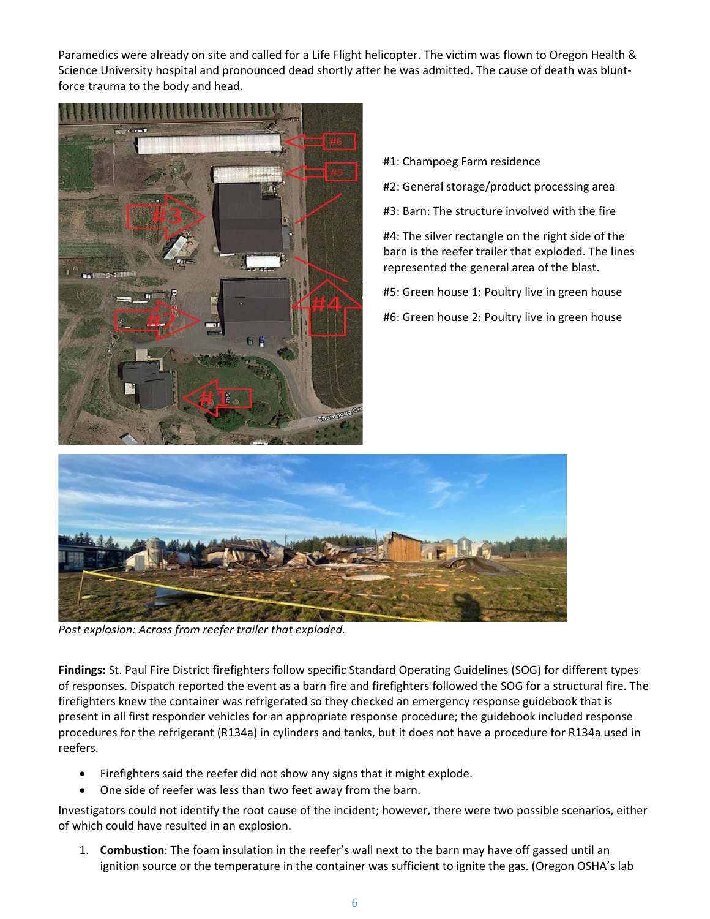Paramedics were already on site and called for a Life Flight helicopter. The victim was flown to Oregon Health & Science University hospital and pronounced dead shortly after he was admitted. The cause of death was blunt-force trauma to the body and head.

#1: Champoeg Farm residence

#2: General storage/product processing area

#3: Barn: The structure involved with the fire

#4: The silver rectangle on the right side of the barn is the reefer trailer that exploded. The lines represented the general area of the blast.

#5: Green house 1: Poultry live in green house

#6: Green house 2: Poultry live in green house

*Post explosion: Across from reefer trailer that exploded.*

**Findings:** St. Paul Fire District firefighters follow specific Standard Operating Guidelines (SOG) for different types of responses. Dispatch reported the event as a barn fire and firefighters followed the SOG for a structural fire. The firefighters knew the container was refrigerated so they checked an emergency response guidebook that is present in all first responder vehicles for an appropriate response procedure; the guidebook included response procedures for the refrigerant (R134a) in cylinders and tanks, but it does not have a procedure for R134a used in reefers.

- Firefighters said the reefer did not show any signs that it might explode.
- One side of reefer was less than two feet away from the barn.

Investigators could not identify the root cause of the incident; however, there were two possible scenarios, either of which could have resulted in an explosion.

1. **Combustion**: The foam insulation in the reefer's wall next to the barn may have off gassed until an ignition source or the temperature in the container was sufficient to ignite the gas. (Oregon OSHA's lab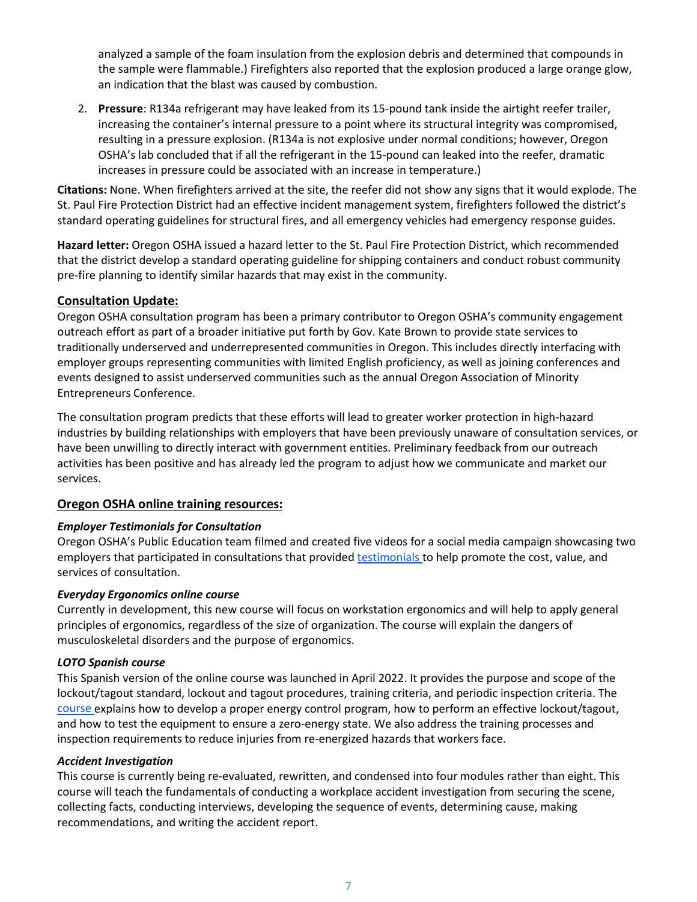analyzed a sample of the foam insulation from the explosion debris and determined that compounds in the sample were flammable.) Firefighters also reported that the explosion produced a large orange glow, an indication that the blast was caused by combustion.

2. **Pressure**: R134a refrigerant may have leaked from its 15-pound tank inside the airtight reefer trailer, increasing the container's internal pressure to a point where its structural integrity was compromised, resulting in a pressure explosion. (R134a is not explosive under normal conditions; however, Oregon OSHA's lab concluded that if all the refrigerant in the 15-pound can leaked into the reefer, dramatic increases in pressure could be associated with an increase in temperature.)

**Citations:** None. When firefighters arrived at the site, the reefer did not show any signs that it would explode. The St. Paul Fire Protection District had an effective incident management system, firefighters followed the district's standard operating guidelines for structural fires, and all emergency vehicles had emergency response guides.

**Hazard letter:** Oregon OSHA issued a hazard letter to the St. Paul Fire Protection District, which recommended that the district develop a standard operating guideline for shipping containers and conduct robust community pre-fire planning to identify similar hazards that may exist in the community.

## Consultation Update:

Oregon OSHA consultation program has been a primary contributor to Oregon OSHA's community engagement outreach effort as part of a broader initiative put forth by Gov. Kate Brown to provide state services to traditionally underserved and underrepresented communities in Oregon. This includes directly interfacing with employer groups representing communities with limited English proficiency, as well as joining conferences and events designed to assist underserved communities such as the annual Oregon Association of Minority Entrepreneurs Conference.

The consultation program predicts that these efforts will lead to greater worker protection in high-hazard industries by building relationships with employers that have been previously unaware of consultation services, or have been unwilling to directly interact with government entities. Preliminary feedback from our outreach activities has been positive and has already led the program to adjust how we communicate and market our services.

## Oregon OSHA online training resources:

### *Employer Testimonials for Consultation*

Oregon OSHA's Public Education team filmed and created five videos for a social media campaign showcasing two employers that participated in consultations that provided testimonials to help promote the cost, value, and services of consultation.

### *Everyday Ergonomics online course*

Currently in development, this new course will focus on workstation ergonomics and will help to apply general principles of ergonomics, regardless of the size of organization. The course will explain the dangers of musculoskeletal disorders and the purpose of ergonomics.

### *LOTO Spanish course*

This Spanish version of the online course was launched in April 2022. It provides the purpose and scope of the lockout/tagout standard, lockout and tagout procedures, training criteria, and periodic inspection criteria. The course explains how to develop a proper energy control program, how to perform an effective lockout/tagout, and how to test the equipment to ensure a zero-energy state. We also address the training processes and inspection requirements to reduce injuries from re-energized hazards that workers face.

### *Accident Investigation*

This course is currently being re-evaluated, rewritten, and condensed into four modules rather than eight. This course will teach the fundamentals of conducting a workplace accident investigation from securing the scene, collecting facts, conducting interviews, developing the sequence of events, determining cause, making recommendations, and writing the accident report.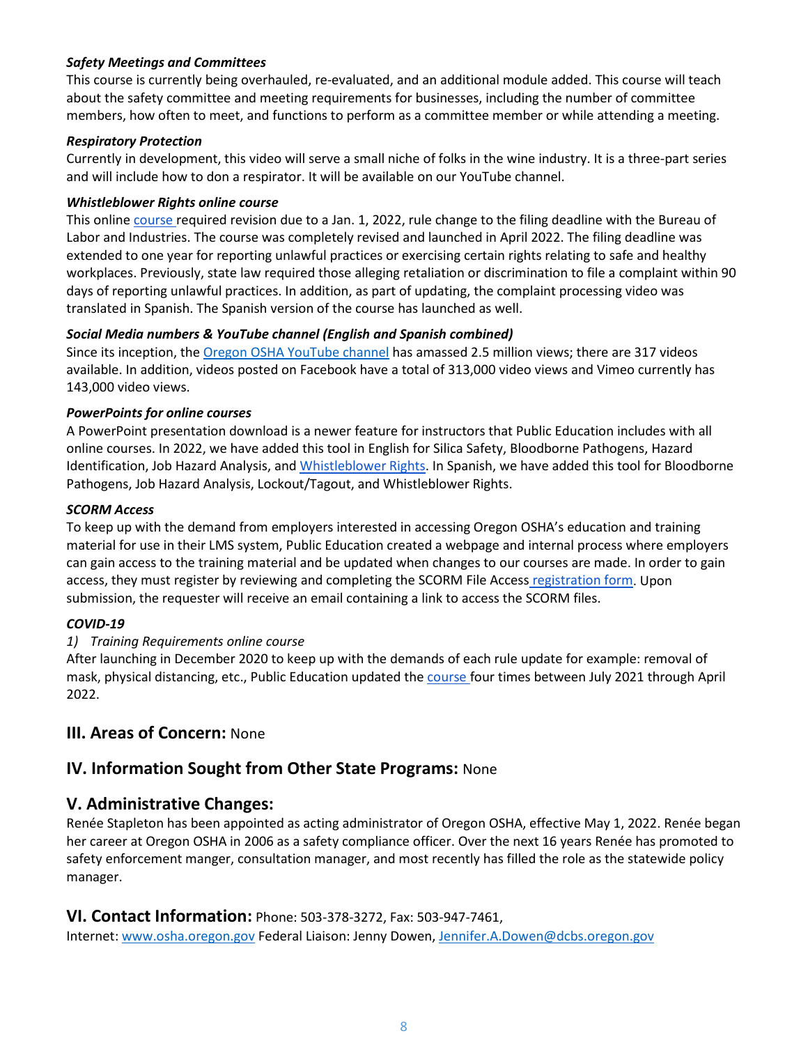***Safety Meetings and Committees***

This course is currently being overhauled, re-evaluated, and an additional module added. This course will teach about the safety committee and meeting requirements for businesses, including the number of committee members, how often to meet, and functions to perform as a committee member or while attending a meeting.

***Respiratory Protection***

Currently in development, this video will serve a small niche of folks in the wine industry. It is a three-part series and will include how to don a respirator. It will be available on our YouTube channel.

***Whistleblower Rights online course***

This online course required revision due to a Jan. 1, 2022, rule change to the filing deadline with the Bureau of Labor and Industries. The course was completely revised and launched in April 2022. The filing deadline was extended to one year for reporting unlawful practices or exercising certain rights relating to safe and healthy workplaces. Previously, state law required those alleging retaliation or discrimination to file a complaint within 90 days of reporting unlawful practices. In addition, as part of updating, the complaint processing video was translated in Spanish. The Spanish version of the course has launched as well.

***Social Media numbers & YouTube channel (English and Spanish combined)***

Since its inception, the Oregon OSHA YouTube channel has amassed 2.5 million views; there are 317 videos available. In addition, videos posted on Facebook have a total of 313,000 video views and Vimeo currently has 143,000 video views.

***PowerPoints for online courses***

A PowerPoint presentation download is a newer feature for instructors that Public Education includes with all online courses. In 2022, we have added this tool in English for Silica Safety, Bloodborne Pathogens, Hazard Identification, Job Hazard Analysis, and Whistleblower Rights. In Spanish, we have added this tool for Bloodborne Pathogens, Job Hazard Analysis, Lockout/Tagout, and Whistleblower Rights.

***SCORM Access***

To keep up with the demand from employers interested in accessing Oregon OSHA's education and training material for use in their LMS system, Public Education created a webpage and internal process where employers can gain access to the training material and be updated when changes to our courses are made. In order to gain access, they must register by reviewing and completing the SCORM File Access registration form. Upon submission, the requester will receive an email containing a link to access the SCORM files.

***COVID-19***

1) *Training Requirements online course*

After launching in December 2020 to keep up with the demands of each rule update for example: removal of mask, physical distancing, etc., Public Education updated the course four times between July 2021 through April 2022.

## III. Areas of Concern: None

## IV. Information Sought from Other State Programs: None

## V. Administrative Changes:

Renée Stapleton has been appointed as acting administrator of Oregon OSHA, effective May 1, 2022. Renée began her career at Oregon OSHA in 2006 as a safety compliance officer. Over the next 16 years Renée has promoted to safety enforcement manger, consultation manager, and most recently has filled the role as the statewide policy manager.

## VI. Contact Information: Phone: 503-378-3272, Fax: 503-947-7461,

Internet: www.osha.oregon.gov Federal Liaison: Jenny Dowen, Jennifer.A.Dowen@dcbs.oregon.gov